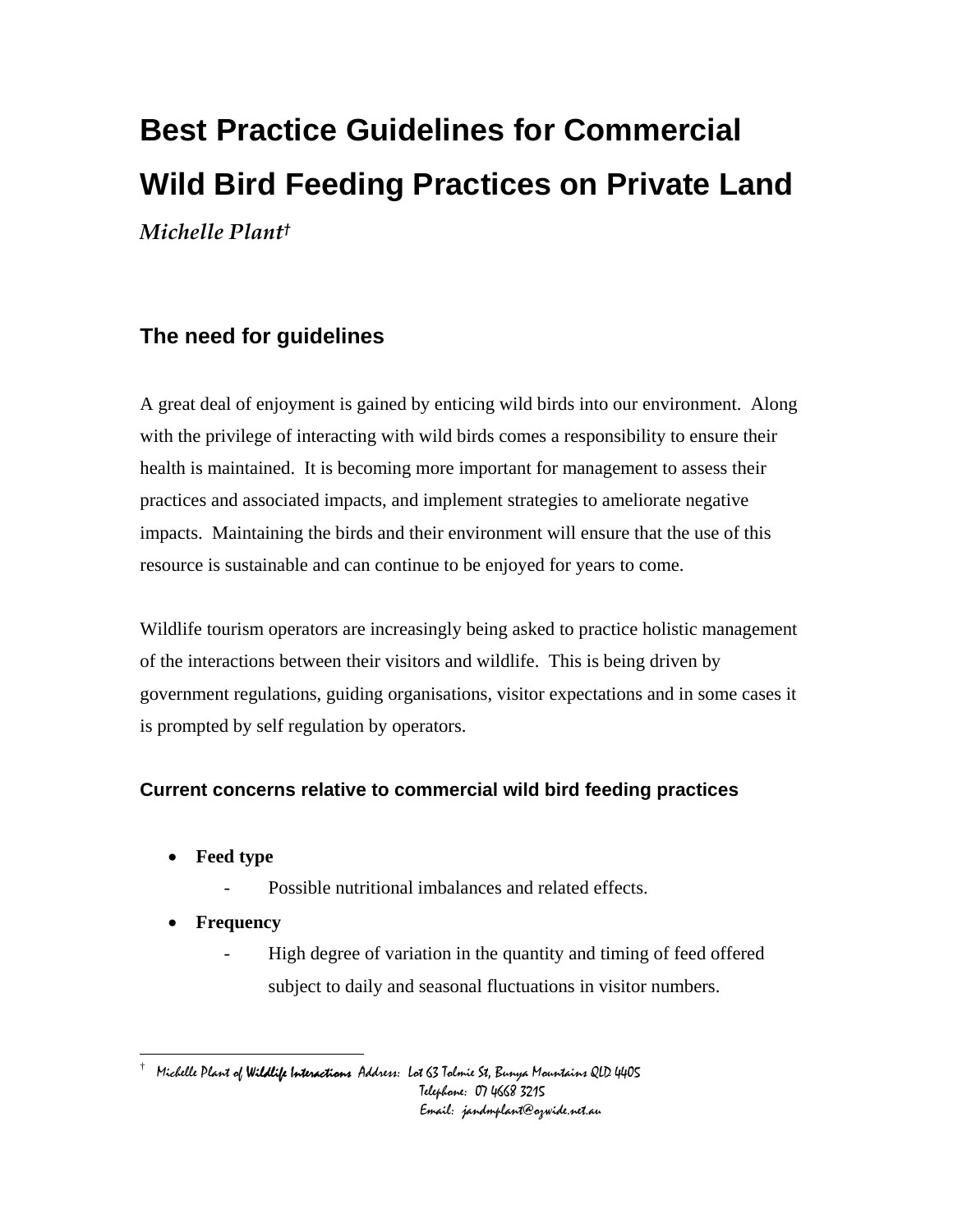# Best Practice Guidelines for Commercial Wild Bird Feeding Practices on Private Land

*Michelle Plant*[†]

## The need for guidelines

A great deal of enjoyment is gained by enticing wild birds into our environment. Along with the privilege of interacting with wild birds comes a responsibility to ensure their health is maintained. It is becoming more important for management to assess their practices and associated impacts, and implement strategies to ameliorate negative impacts. Maintaining the birds and their environment will ensure that the use of this resource is sustainable and can continue to be enjoyed for years to come.

Wildlife tourism operators are increasingly being asked to practice holistic management of the interactions between their visitors and wildlife. This is being driven by government regulations, guiding organisations, visitor expectations and in some cases it is prompted by self regulation by operators.

### Current concerns relative to commercial wild bird feeding practices

- **Feed type**
    - Possible nutritional imbalances and related effects.
- **Frequency**
    - High degree of variation in the quantity and timing of feed offered subject to daily and seasonal fluctuations in visitor numbers.

---

[†] Michelle Plant of **Wildlife Interactions** Address: Lot 63 Tolmie St, Bunya Mountains QLD 4405
Telephone: 07 4668 3215
Email: jandmplant@ozwide.net.au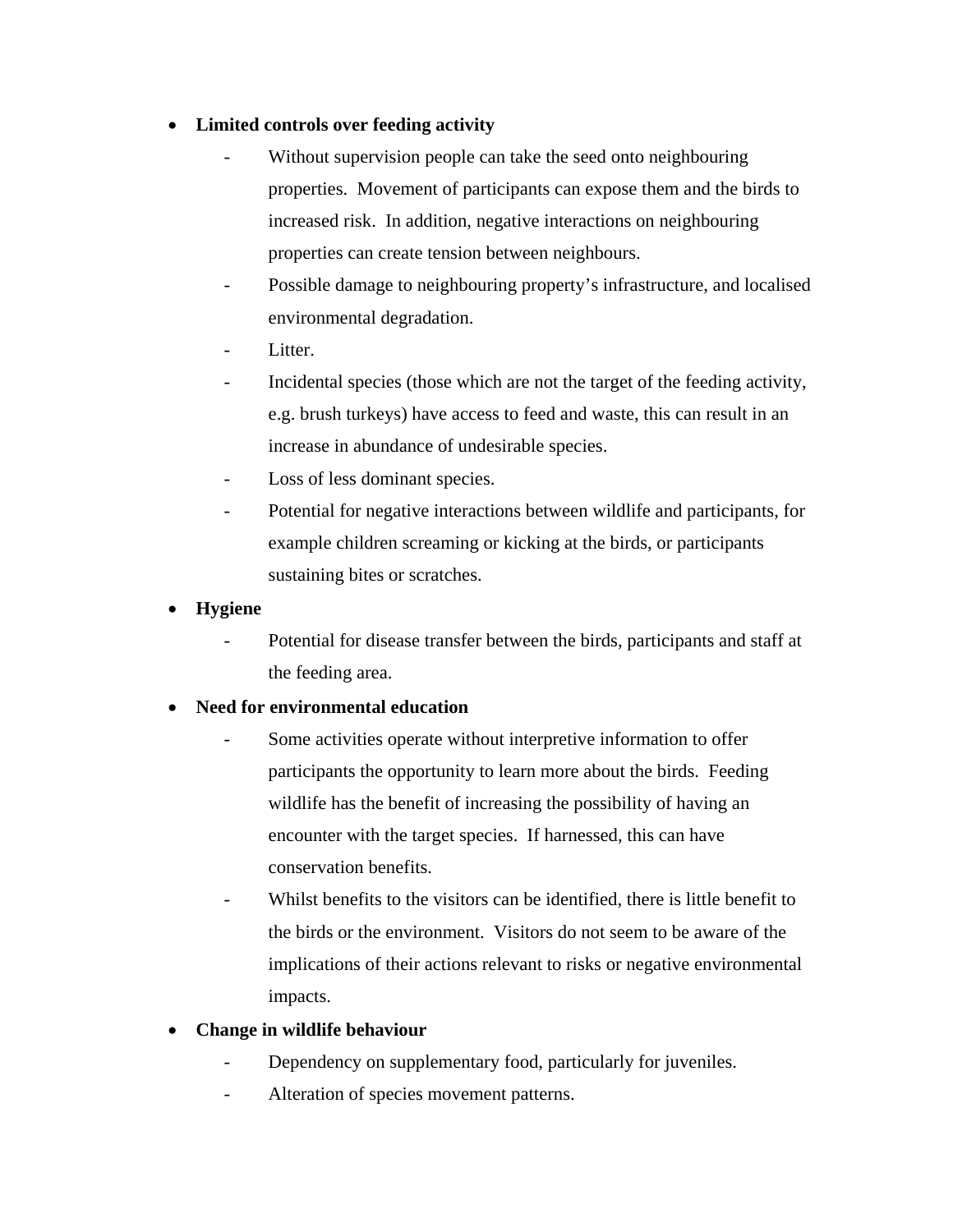- **Limited controls over feeding activity**
  - Without supervision people can take the seed onto neighbouring properties. Movement of participants can expose them and the birds to increased risk. In addition, negative interactions on neighbouring properties can create tension between neighbours.
  - Possible damage to neighbouring property's infrastructure, and localised environmental degradation.
  - Litter.
  - Incidental species (those which are not the target of the feeding activity, e.g. brush turkeys) have access to feed and waste, this can result in an increase in abundance of undesirable species.
  - Loss of less dominant species.
  - Potential for negative interactions between wildlife and participants, for example children screaming or kicking at the birds, or participants sustaining bites or scratches.
- **Hygiene**
  - Potential for disease transfer between the birds, participants and staff at the feeding area.
- **Need for environmental education**
  - Some activities operate without interpretive information to offer participants the opportunity to learn more about the birds. Feeding wildlife has the benefit of increasing the possibility of having an encounter with the target species. If harnessed, this can have conservation benefits.
  - Whilst benefits to the visitors can be identified, there is little benefit to the birds or the environment. Visitors do not seem to be aware of the implications of their actions relevant to risks or negative environmental impacts.
- **Change in wildlife behaviour**
  - Dependency on supplementary food, particularly for juveniles.
  - Alteration of species movement patterns.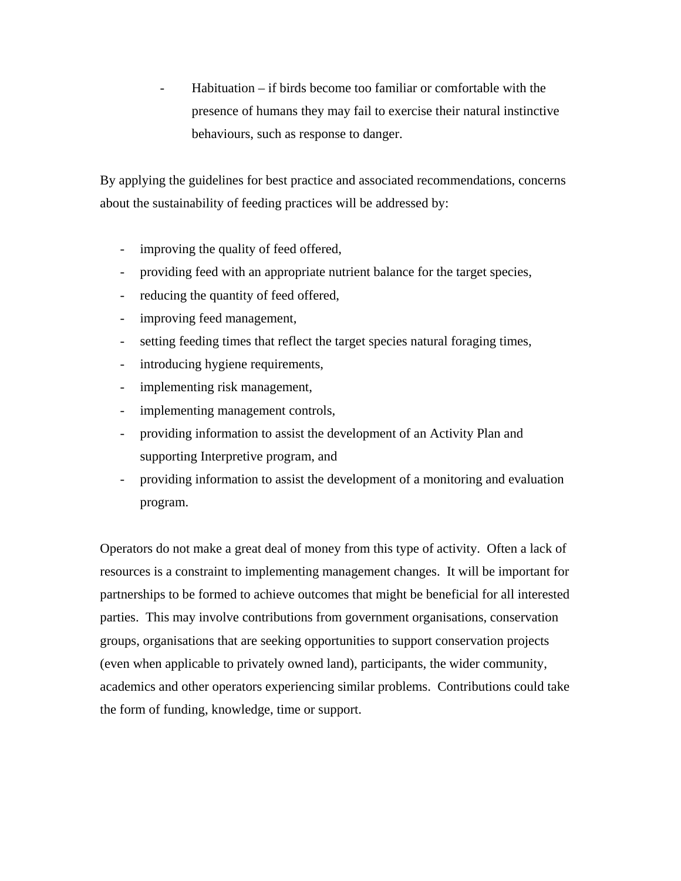- Habituation – if birds become too familiar or comfortable with the presence of humans they may fail to exercise their natural instinctive behaviours, such as response to danger.

By applying the guidelines for best practice and associated recommendations, concerns about the sustainability of feeding practices will be addressed by:

- improving the quality of feed offered,
- providing feed with an appropriate nutrient balance for the target species,
- reducing the quantity of feed offered,
- improving feed management,
- setting feeding times that reflect the target species natural foraging times,
- introducing hygiene requirements,
- implementing risk management,
- implementing management controls,
- providing information to assist the development of an Activity Plan and supporting Interpretive program, and
- providing information to assist the development of a monitoring and evaluation program.

Operators do not make a great deal of money from this type of activity. Often a lack of resources is a constraint to implementing management changes. It will be important for partnerships to be formed to achieve outcomes that might be beneficial for all interested parties. This may involve contributions from government organisations, conservation groups, organisations that are seeking opportunities to support conservation projects (even when applicable to privately owned land), participants, the wider community, academics and other operators experiencing similar problems. Contributions could take the form of funding, knowledge, time or support.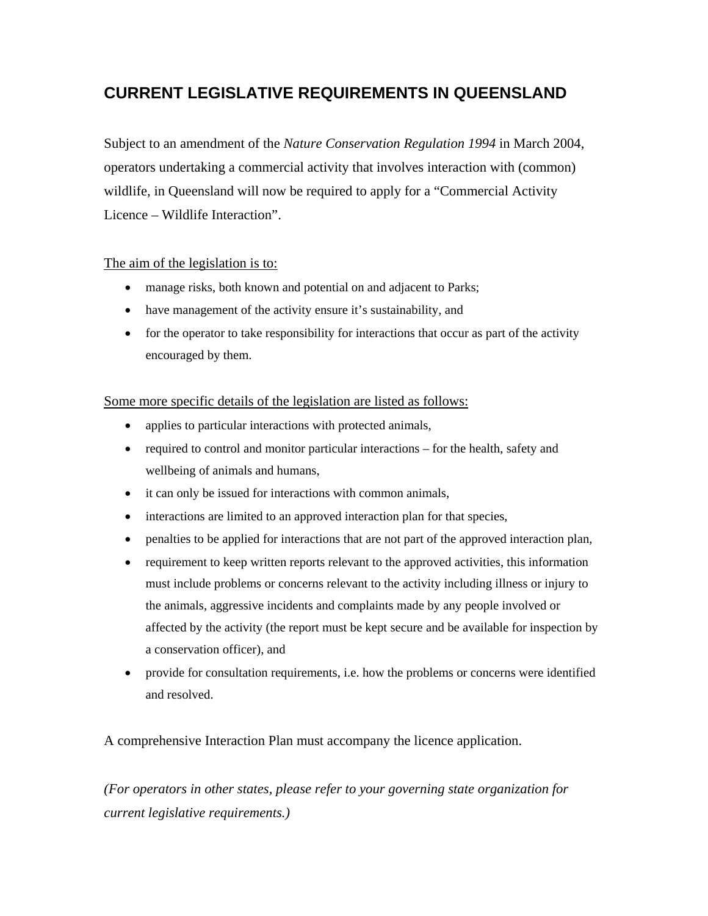# CURRENT LEGISLATIVE REQUIREMENTS IN QUEENSLAND

Subject to an amendment of the *Nature Conservation Regulation 1994* in March 2004, operators undertaking a commercial activity that involves interaction with (common) wildlife, in Queensland will now be required to apply for a "Commercial Activity Licence – Wildlife Interaction".

<u>The aim of the legislation is to:</u>

- manage risks, both known and potential on and adjacent to Parks;
- have management of the activity ensure it's sustainability, and
- for the operator to take responsibility for interactions that occur as part of the activity encouraged by them.

<u>Some more specific details of the legislation are listed as follows:</u>

- applies to particular interactions with protected animals,
- required to control and monitor particular interactions – for the health, safety and wellbeing of animals and humans,
- it can only be issued for interactions with common animals,
- interactions are limited to an approved interaction plan for that species,
- penalties to be applied for interactions that are not part of the approved interaction plan,
- requirement to keep written reports relevant to the approved activities, this information must include problems or concerns relevant to the activity including illness or injury to the animals, aggressive incidents and complaints made by any people involved or affected by the activity (the report must be kept secure and be available for inspection by a conservation officer), and
- provide for consultation requirements, i.e. how the problems or concerns were identified and resolved.

A comprehensive Interaction Plan must accompany the licence application.

*(For operators in other states, please refer to your governing state organization for current legislative requirements.)*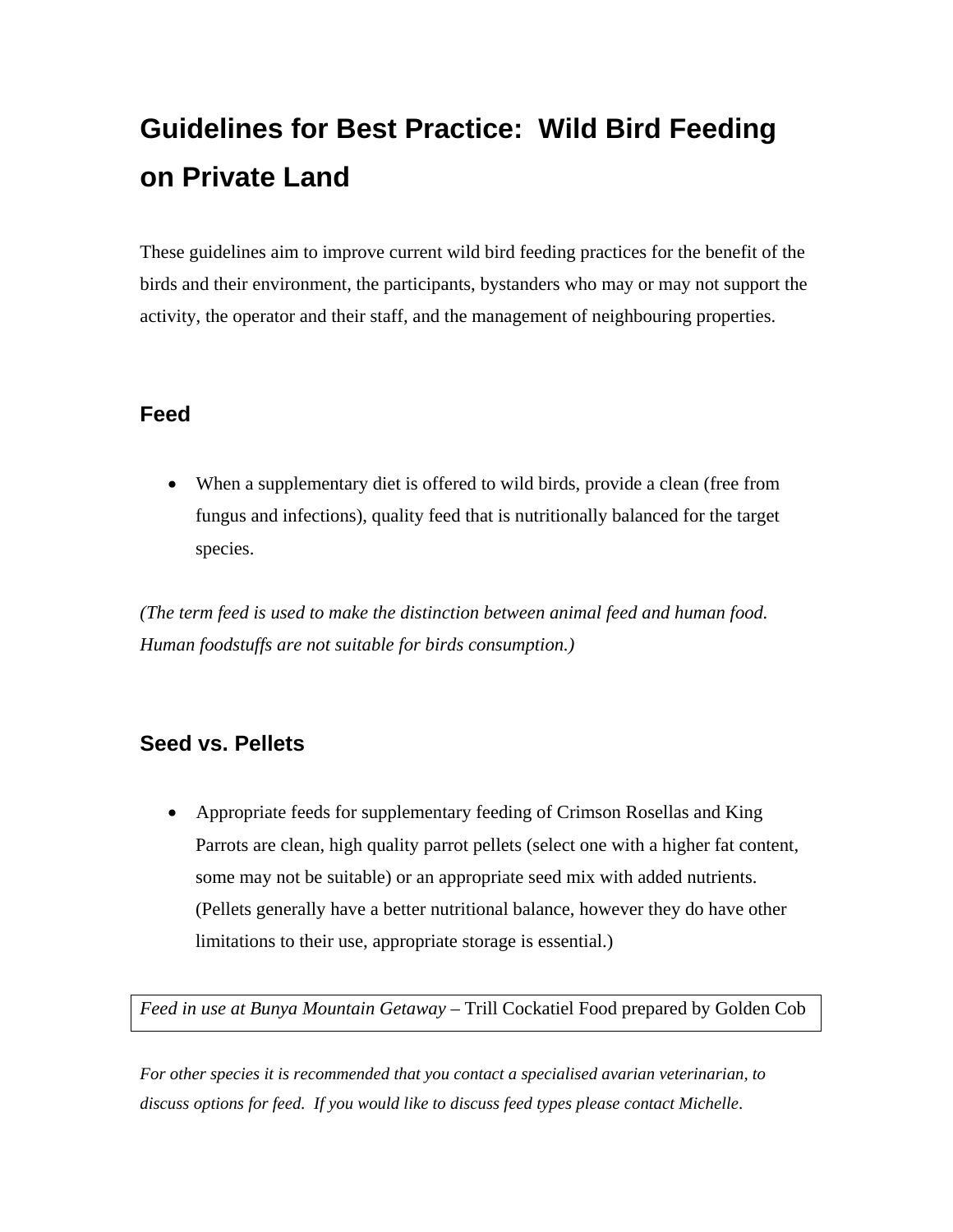# Guidelines for Best Practice: Wild Bird Feeding on Private Land

These guidelines aim to improve current wild bird feeding practices for the benefit of the birds and their environment, the participants, bystanders who may or may not support the activity, the operator and their staff, and the management of neighbouring properties.

## Feed

- When a supplementary diet is offered to wild birds, provide a clean (free from fungus and infections), quality feed that is nutritionally balanced for the target species.

*(The term feed is used to make the distinction between animal feed and human food. Human foodstuffs are not suitable for birds consumption.)*

## Seed vs. Pellets

- Appropriate feeds for supplementary feeding of Crimson Rosellas and King Parrots are clean, high quality parrot pellets (select one with a higher fat content, some may not be suitable) or an appropriate seed mix with added nutrients. (Pellets generally have a better nutritional balance, however they do have other limitations to their use, appropriate storage is essential.)

*Feed in use at Bunya Mountain Getaway* – Trill Cockatiel Food prepared by Golden Cob

*For other species it is recommended that you contact a specialised avarian veterinarian, to discuss options for feed. If you would like to discuss feed types please contact Michelle.*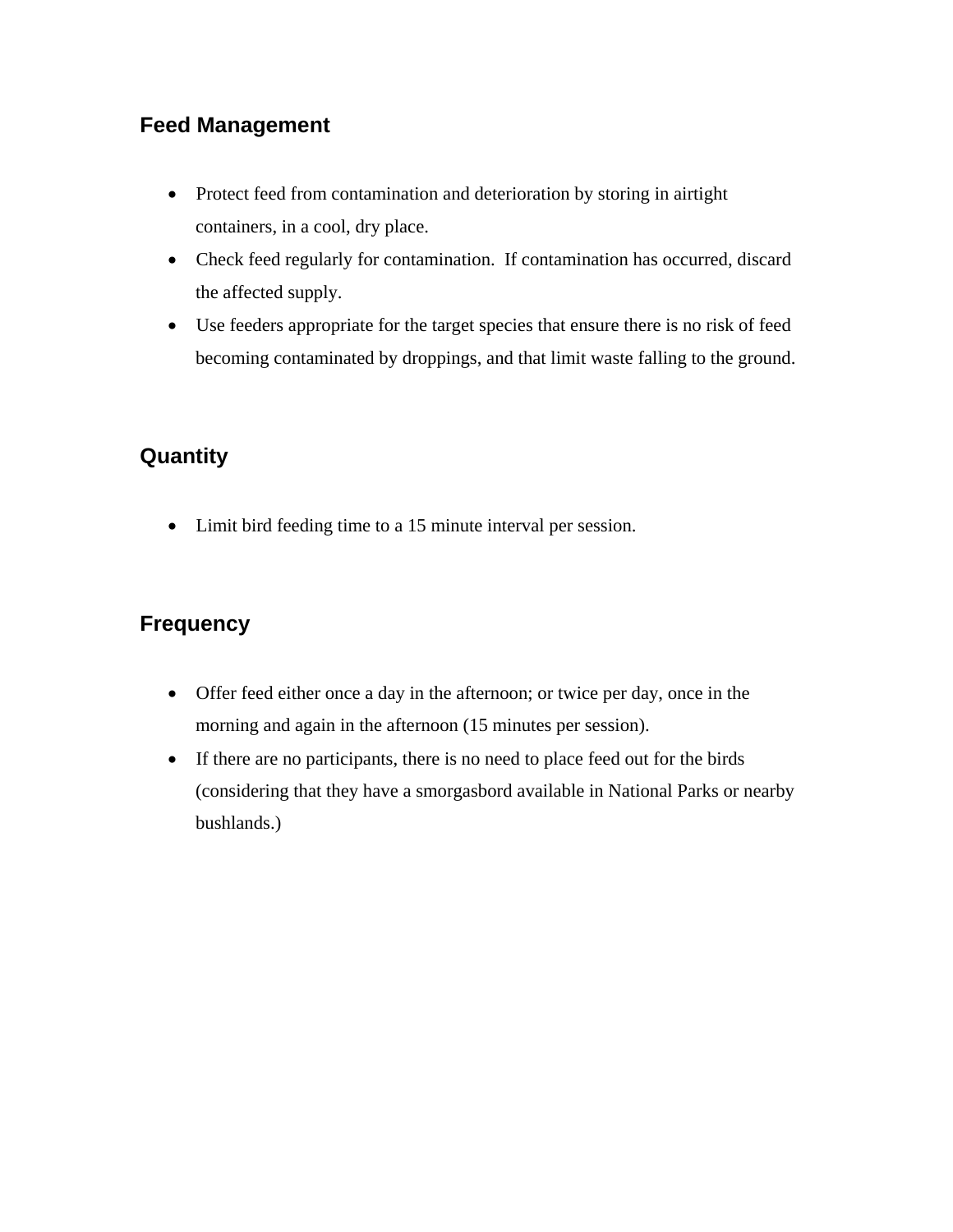## Feed Management

- Protect feed from contamination and deterioration by storing in airtight containers, in a cool, dry place.
- Check feed regularly for contamination.  If contamination has occurred, discard the affected supply.
- Use feeders appropriate for the target species that ensure there is no risk of feed becoming contaminated by droppings, and that limit waste falling to the ground.

## Quantity

- Limit bird feeding time to a 15 minute interval per session.

## Frequency

- Offer feed either once a day in the afternoon; or twice per day, once in the morning and again in the afternoon (15 minutes per session).
- If there are no participants, there is no need to place feed out for the birds (considering that they have a smorgasbord available in National Parks or nearby bushlands.)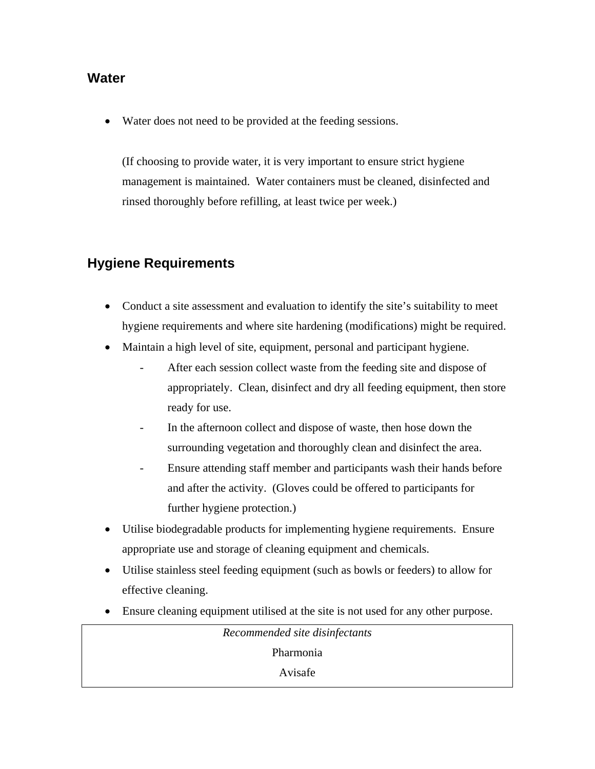## Water

- Water does not need to be provided at the feeding sessions.

  (If choosing to provide water, it is very important to ensure strict hygiene management is maintained. Water containers must be cleaned, disinfected and rinsed thoroughly before refilling, at least twice per week.)

## Hygiene Requirements

- Conduct a site assessment and evaluation to identify the site's suitability to meet hygiene requirements and where site hardening (modifications) might be required.
- Maintain a high level of site, equipment, personal and participant hygiene.
  - After each session collect waste from the feeding site and dispose of appropriately. Clean, disinfect and dry all feeding equipment, then store ready for use.
  - In the afternoon collect and dispose of waste, then hose down the surrounding vegetation and thoroughly clean and disinfect the area.
  - Ensure attending staff member and participants wash their hands before and after the activity. (Gloves could be offered to participants for further hygiene protection.)
- Utilise biodegradable products for implementing hygiene requirements. Ensure appropriate use and storage of cleaning equipment and chemicals.
- Utilise stainless steel feeding equipment (such as bowls or feeders) to allow for effective cleaning.
- Ensure cleaning equipment utilised at the site is not used for any other purpose.

| *Recommended site disinfectants* |
|---|
| Pharmonia |
| Avisafe |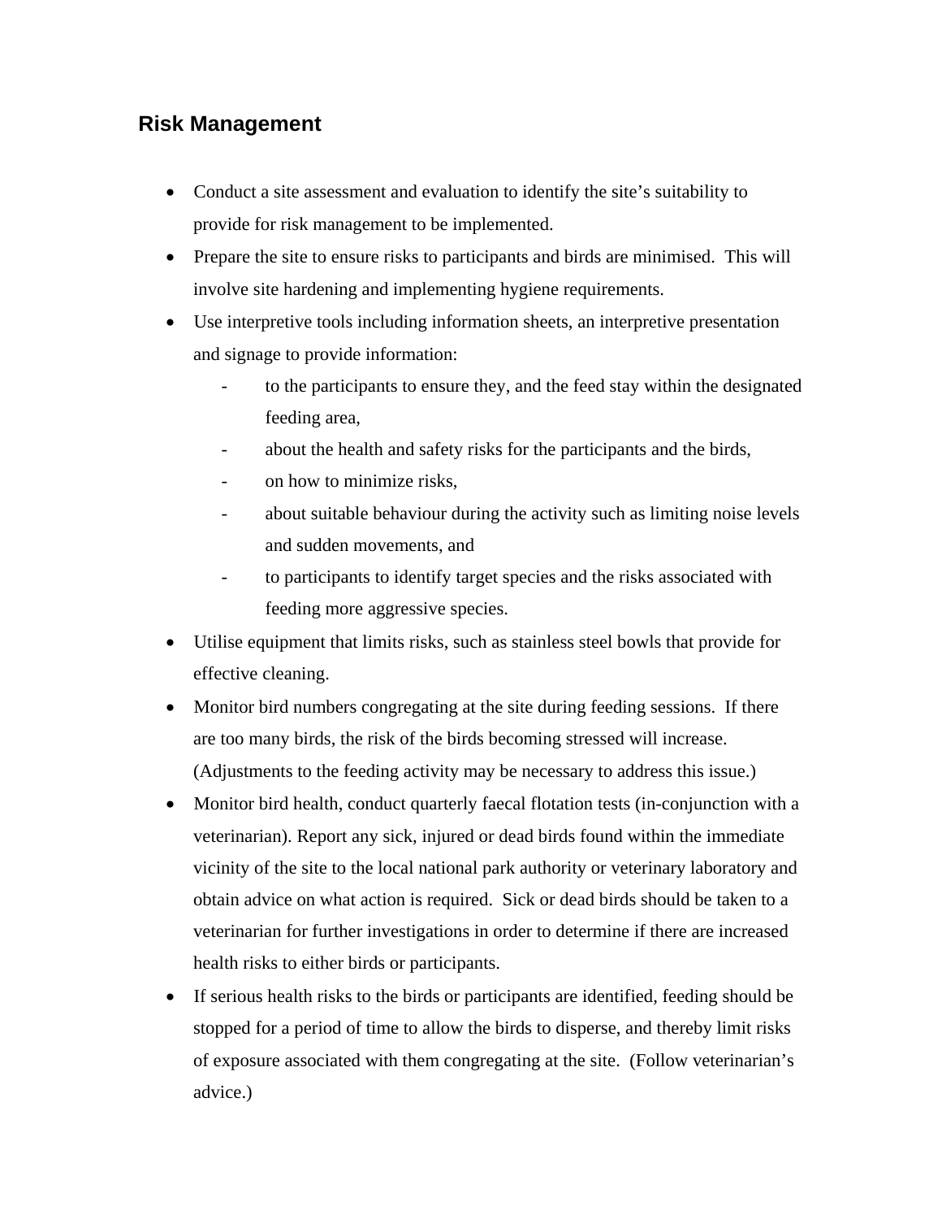## Risk Management

- Conduct a site assessment and evaluation to identify the site's suitability to provide for risk management to be implemented.
- Prepare the site to ensure risks to participants and birds are minimised.  This will involve site hardening and implementing hygiene requirements.
- Use interpretive tools including information sheets, an interpretive presentation and signage to provide information:
  - to the participants to ensure they, and the feed stay within the designated feeding area,
  - about the health and safety risks for the participants and the birds,
  - on how to minimize risks,
  - about suitable behaviour during the activity such as limiting noise levels and sudden movements, and
  - to participants to identify target species and the risks associated with feeding more aggressive species.
- Utilise equipment that limits risks, such as stainless steel bowls that provide for effective cleaning.
- Monitor bird numbers congregating at the site during feeding sessions.  If there are too many birds, the risk of the birds becoming stressed will increase. (Adjustments to the feeding activity may be necessary to address this issue.)
- Monitor bird health, conduct quarterly faecal flotation tests (in-conjunction with a veterinarian). Report any sick, injured or dead birds found within the immediate vicinity of the site to the local national park authority or veterinary laboratory and obtain advice on what action is required.  Sick or dead birds should be taken to a veterinarian for further investigations in order to determine if there are increased health risks to either birds or participants.
- If serious health risks to the birds or participants are identified, feeding should be stopped for a period of time to allow the birds to disperse, and thereby limit risks of exposure associated with them congregating at the site.  (Follow veterinarian's advice.)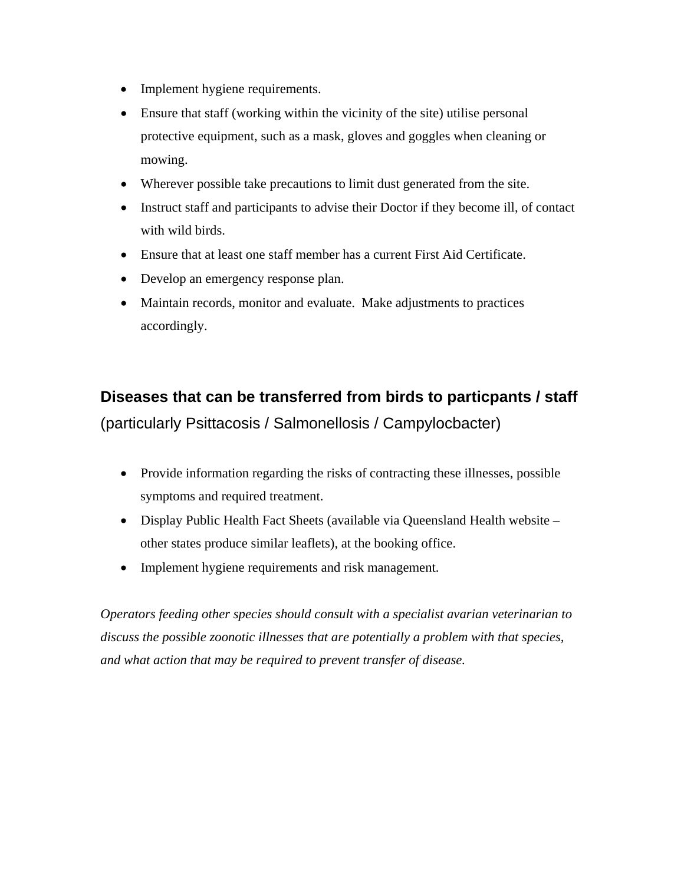- Implement hygiene requirements.
- Ensure that staff (working within the vicinity of the site) utilise personal protective equipment, such as a mask, gloves and goggles when cleaning or mowing.
- Wherever possible take precautions to limit dust generated from the site.
- Instruct staff and participants to advise their Doctor if they become ill, of contact with wild birds.
- Ensure that at least one staff member has a current First Aid Certificate.
- Develop an emergency response plan.
- Maintain records, monitor and evaluate. Make adjustments to practices accordingly.

## Diseases that can be transferred from birds to particpants / staff

(particularly Psittacosis / Salmonellosis / Campylocbacter)

- Provide information regarding the risks of contracting these illnesses, possible symptoms and required treatment.
- Display Public Health Fact Sheets (available via Queensland Health website – other states produce similar leaflets), at the booking office.
- Implement hygiene requirements and risk management.

*Operators feeding other species should consult with a specialist avarian veterinarian to discuss the possible zoonotic illnesses that are potentially a problem with that species, and what action that may be required to prevent transfer of disease.*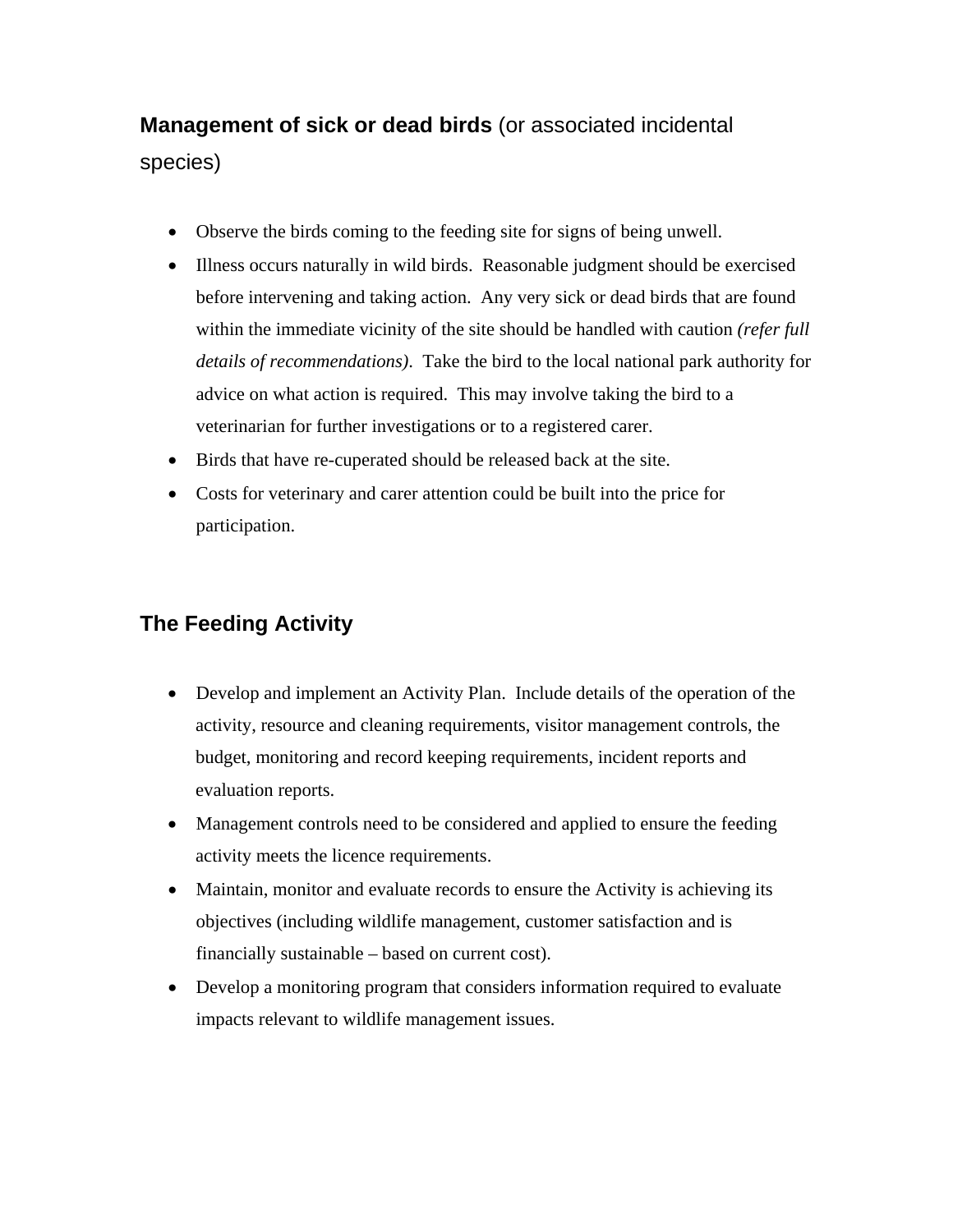## **Management of sick or dead birds** (or associated incidental species)

- Observe the birds coming to the feeding site for signs of being unwell.
- Illness occurs naturally in wild birds. Reasonable judgment should be exercised before intervening and taking action. Any very sick or dead birds that are found within the immediate vicinity of the site should be handled with caution *(refer full details of recommendations)*. Take the bird to the local national park authority for advice on what action is required. This may involve taking the bird to a veterinarian for further investigations or to a registered carer.
- Birds that have re-cuperated should be released back at the site.
- Costs for veterinary and carer attention could be built into the price for participation.

## The Feeding Activity

- Develop and implement an Activity Plan. Include details of the operation of the activity, resource and cleaning requirements, visitor management controls, the budget, monitoring and record keeping requirements, incident reports and evaluation reports.
- Management controls need to be considered and applied to ensure the feeding activity meets the licence requirements.
- Maintain, monitor and evaluate records to ensure the Activity is achieving its objectives (including wildlife management, customer satisfaction and is financially sustainable – based on current cost).
- Develop a monitoring program that considers information required to evaluate impacts relevant to wildlife management issues.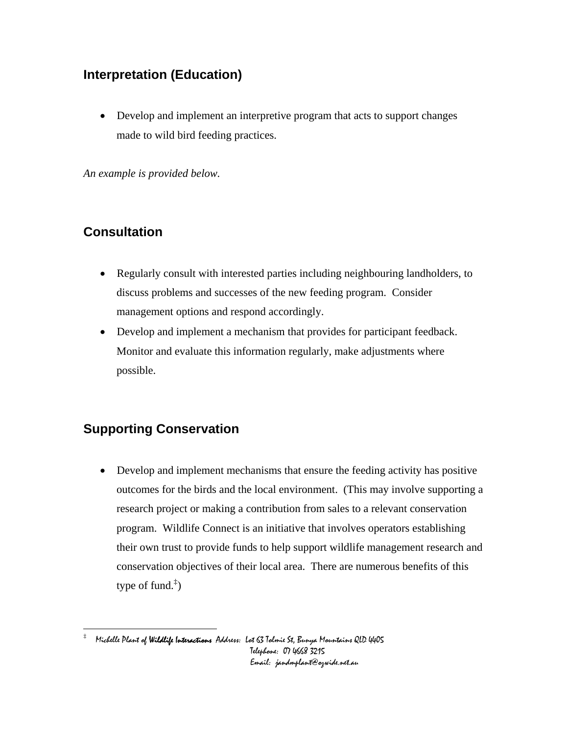## Interpretation (Education)

- Develop and implement an interpretive program that acts to support changes made to wild bird feeding practices.

*An example is provided below.*

## Consultation

- Regularly consult with interested parties including neighbouring landholders, to discuss problems and successes of the new feeding program. Consider management options and respond accordingly.
- Develop and implement a mechanism that provides for participant feedback. Monitor and evaluate this information regularly, make adjustments where possible.

## Supporting Conservation

- Develop and implement mechanisms that ensure the feeding activity has positive outcomes for the birds and the local environment. (This may involve supporting a research project or making a contribution from sales to a relevant conservation program. Wildlife Connect is an initiative that involves operators establishing their own trust to provide funds to help support wildlife management research and conservation objectives of their local area. There are numerous benefits of this type of fund.[‡])

---

‡ Michelle Plant of **Wildlife Interactions** Address: Lot 63 Tolmie St, Bunya Mountains QLD 4405
Telephone: 07 4668 3215
Email: jandmplant@ozwide.net.au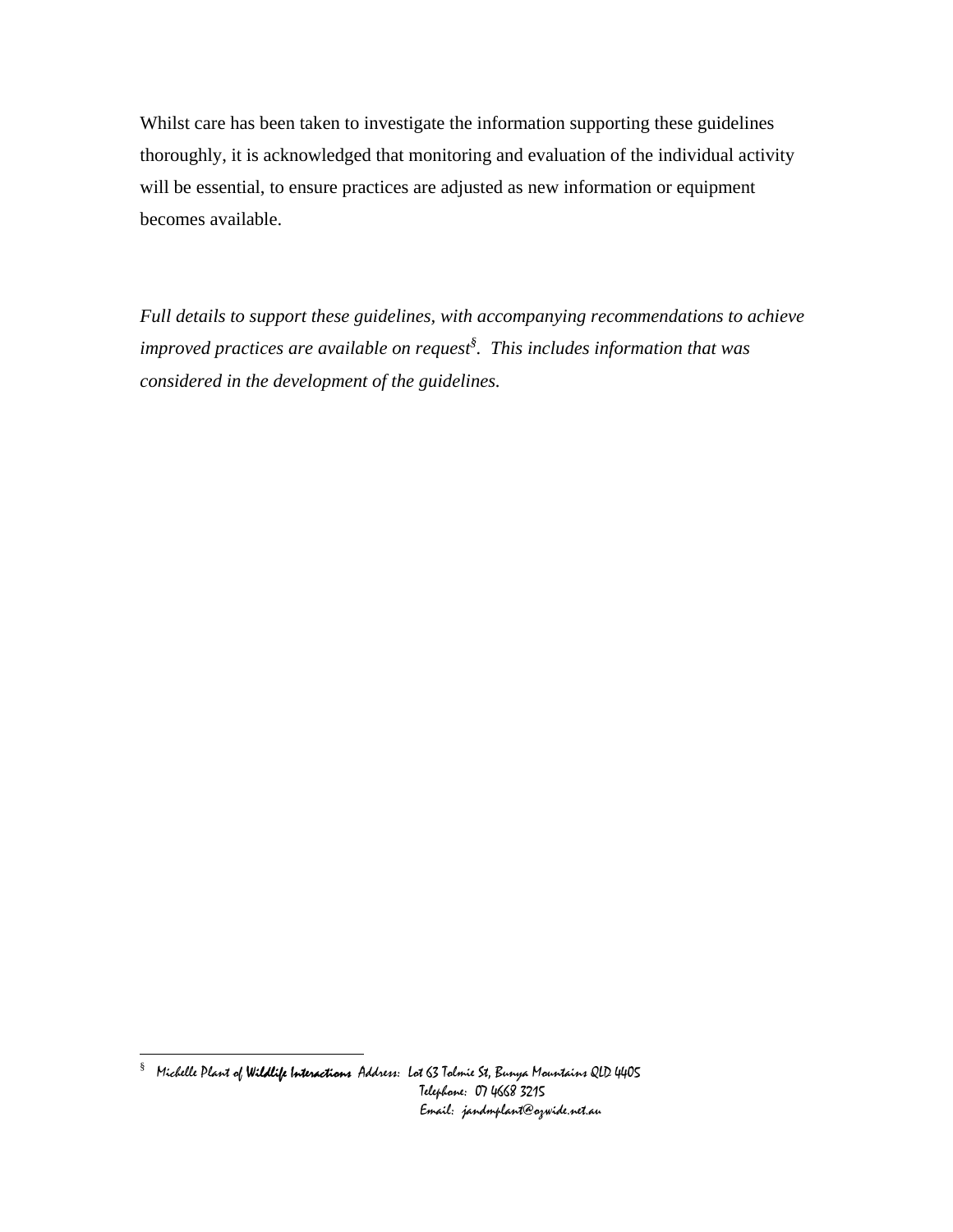Whilst care has been taken to investigate the information supporting these guidelines thoroughly, it is acknowledged that monitoring and evaluation of the individual activity will be essential, to ensure practices are adjusted as new information or equipment becomes available.

*Full details to support these guidelines, with accompanying recommendations to achieve improved practices are available on request[§]. This includes information that was considered in the development of the guidelines.*

---

[§] Michelle Plant of **Wildlife Interactions** Address: Lot 63 Tolmie St, Bunya Mountains QLD 4405
Telephone: 07 4668 3215
Email: jandmplant@ozwide.net.au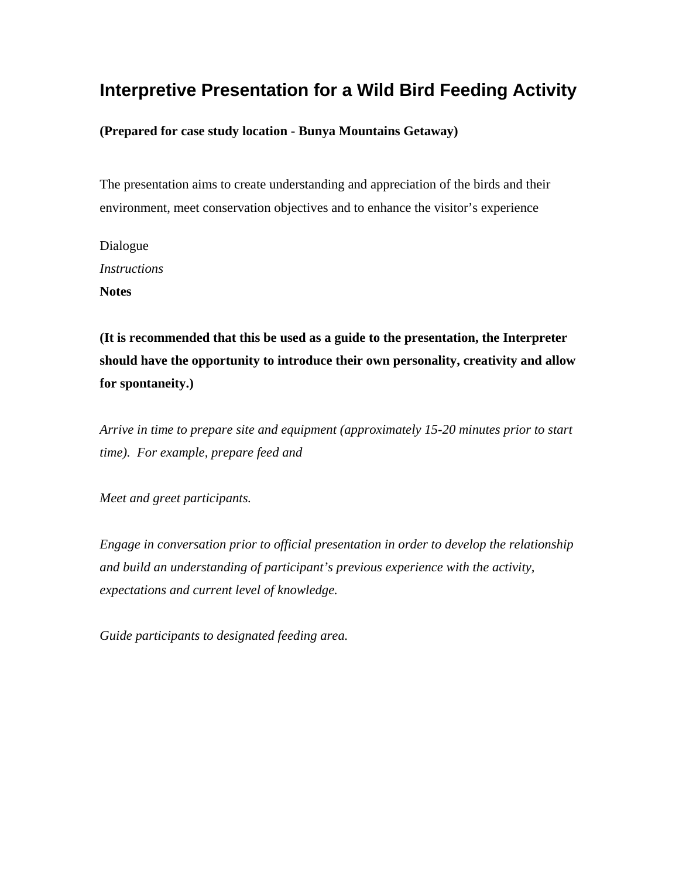# Interpretive Presentation for a Wild Bird Feeding Activity

**(Prepared for case study location - Bunya Mountains Getaway)**

The presentation aims to create understanding and appreciation of the birds and their environment, meet conservation objectives and to enhance the visitor's experience

Dialogue
*Instructions*
**Notes**

**(It is recommended that this be used as a guide to the presentation, the Interpreter should have the opportunity to introduce their own personality, creativity and allow for spontaneity.)**

*Arrive in time to prepare site and equipment (approximately 15-20 minutes prior to start time). For example, prepare feed and*

*Meet and greet participants.*

*Engage in conversation prior to official presentation in order to develop the relationship and build an understanding of participant's previous experience with the activity, expectations and current level of knowledge.*

*Guide participants to designated feeding area.*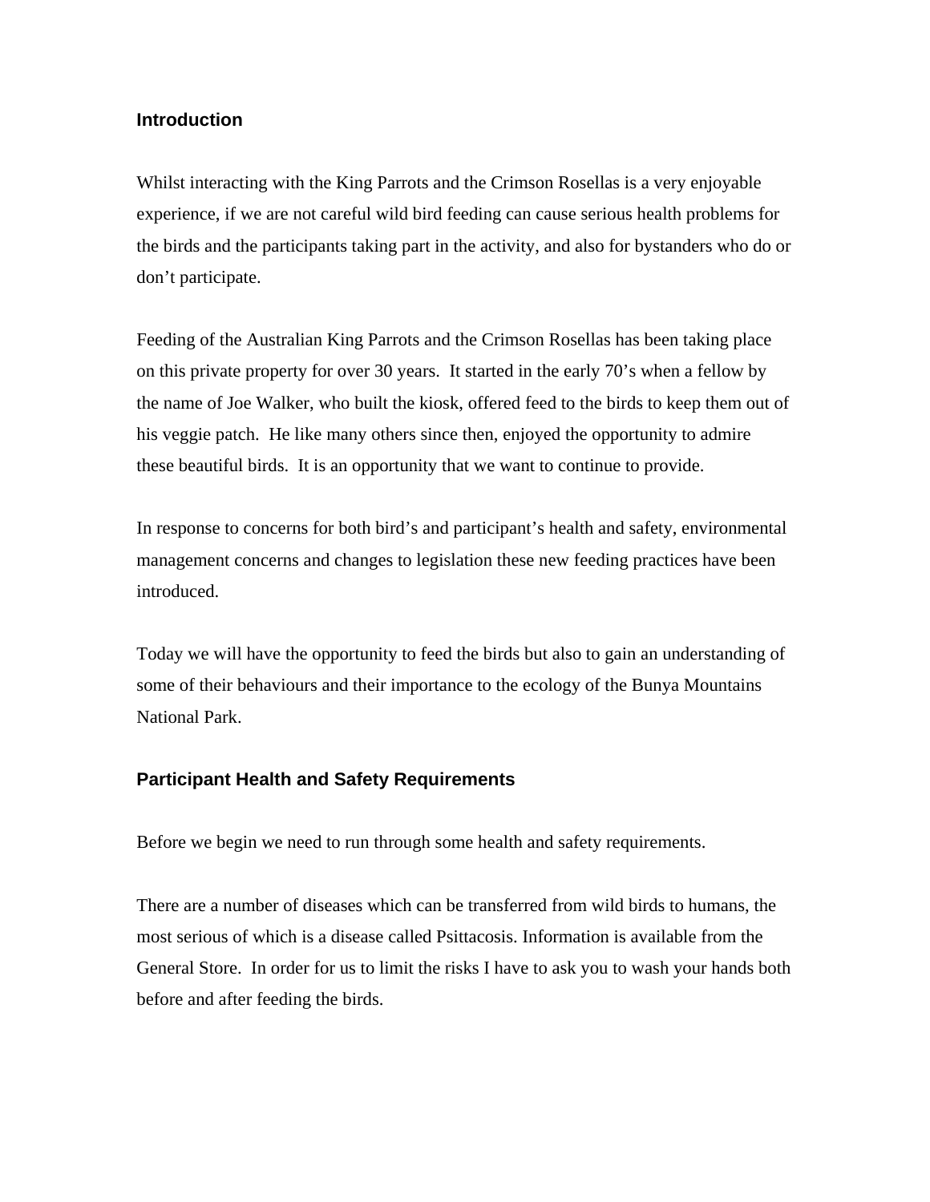## Introduction

Whilst interacting with the King Parrots and the Crimson Rosellas is a very enjoyable experience, if we are not careful wild bird feeding can cause serious health problems for the birds and the participants taking part in the activity, and also for bystanders who do or don't participate.

Feeding of the Australian King Parrots and the Crimson Rosellas has been taking place on this private property for over 30 years. It started in the early 70's when a fellow by the name of Joe Walker, who built the kiosk, offered feed to the birds to keep them out of his veggie patch. He like many others since then, enjoyed the opportunity to admire these beautiful birds. It is an opportunity that we want to continue to provide.

In response to concerns for both bird's and participant's health and safety, environmental management concerns and changes to legislation these new feeding practices have been introduced.

Today we will have the opportunity to feed the birds but also to gain an understanding of some of their behaviours and their importance to the ecology of the Bunya Mountains National Park.

## Participant Health and Safety Requirements

Before we begin we need to run through some health and safety requirements.

There are a number of diseases which can be transferred from wild birds to humans, the most serious of which is a disease called Psittacosis. Information is available from the General Store. In order for us to limit the risks I have to ask you to wash your hands both before and after feeding the birds.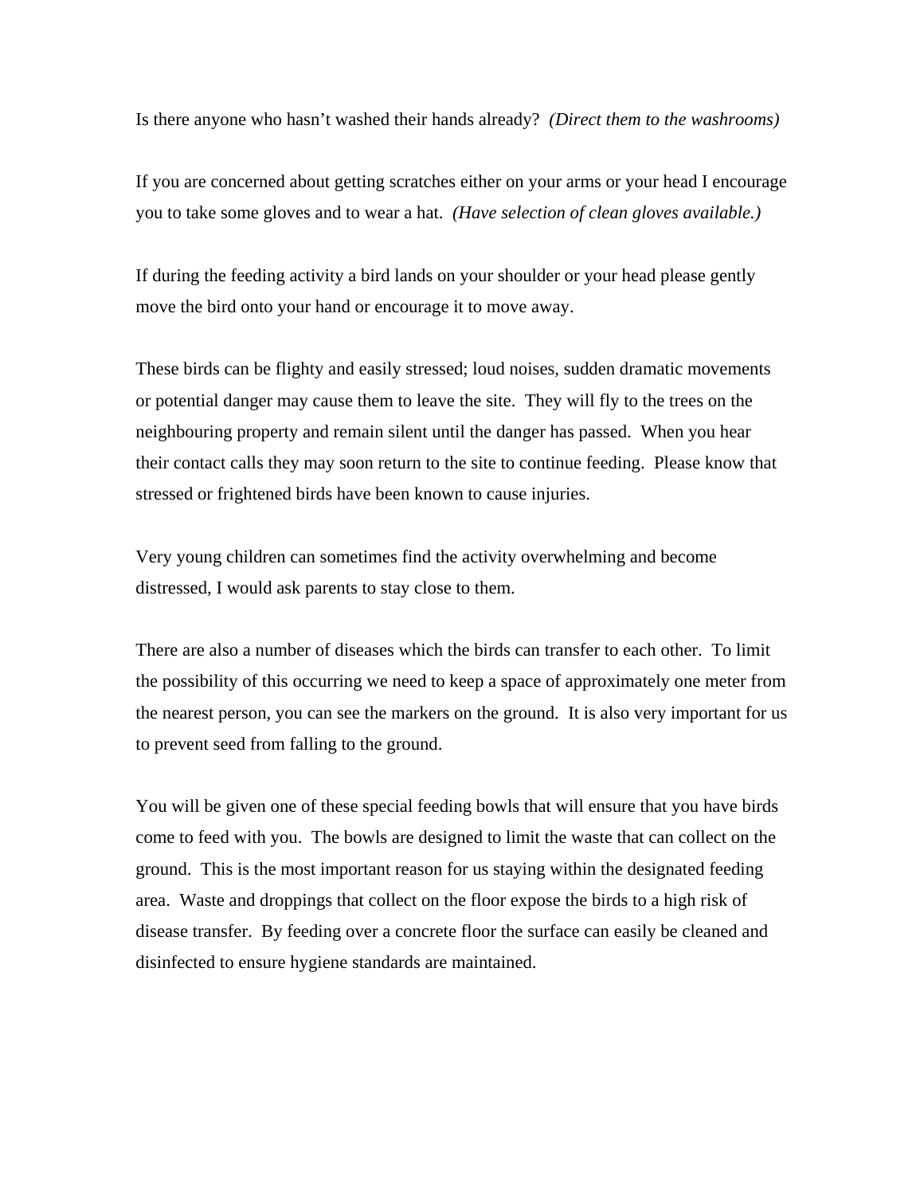Is there anyone who hasn't washed their hands already? *(Direct them to the washrooms)*

If you are concerned about getting scratches either on your arms or your head I encourage you to take some gloves and to wear a hat. *(Have selection of clean gloves available.)*

If during the feeding activity a bird lands on your shoulder or your head please gently move the bird onto your hand or encourage it to move away.

These birds can be flighty and easily stressed; loud noises, sudden dramatic movements or potential danger may cause them to leave the site. They will fly to the trees on the neighbouring property and remain silent until the danger has passed. When you hear their contact calls they may soon return to the site to continue feeding. Please know that stressed or frightened birds have been known to cause injuries.

Very young children can sometimes find the activity overwhelming and become distressed, I would ask parents to stay close to them.

There are also a number of diseases which the birds can transfer to each other. To limit the possibility of this occurring we need to keep a space of approximately one meter from the nearest person, you can see the markers on the ground. It is also very important for us to prevent seed from falling to the ground.

You will be given one of these special feeding bowls that will ensure that you have birds come to feed with you. The bowls are designed to limit the waste that can collect on the ground. This is the most important reason for us staying within the designated feeding area. Waste and droppings that collect on the floor expose the birds to a high risk of disease transfer. By feeding over a concrete floor the surface can easily be cleaned and disinfected to ensure hygiene standards are maintained.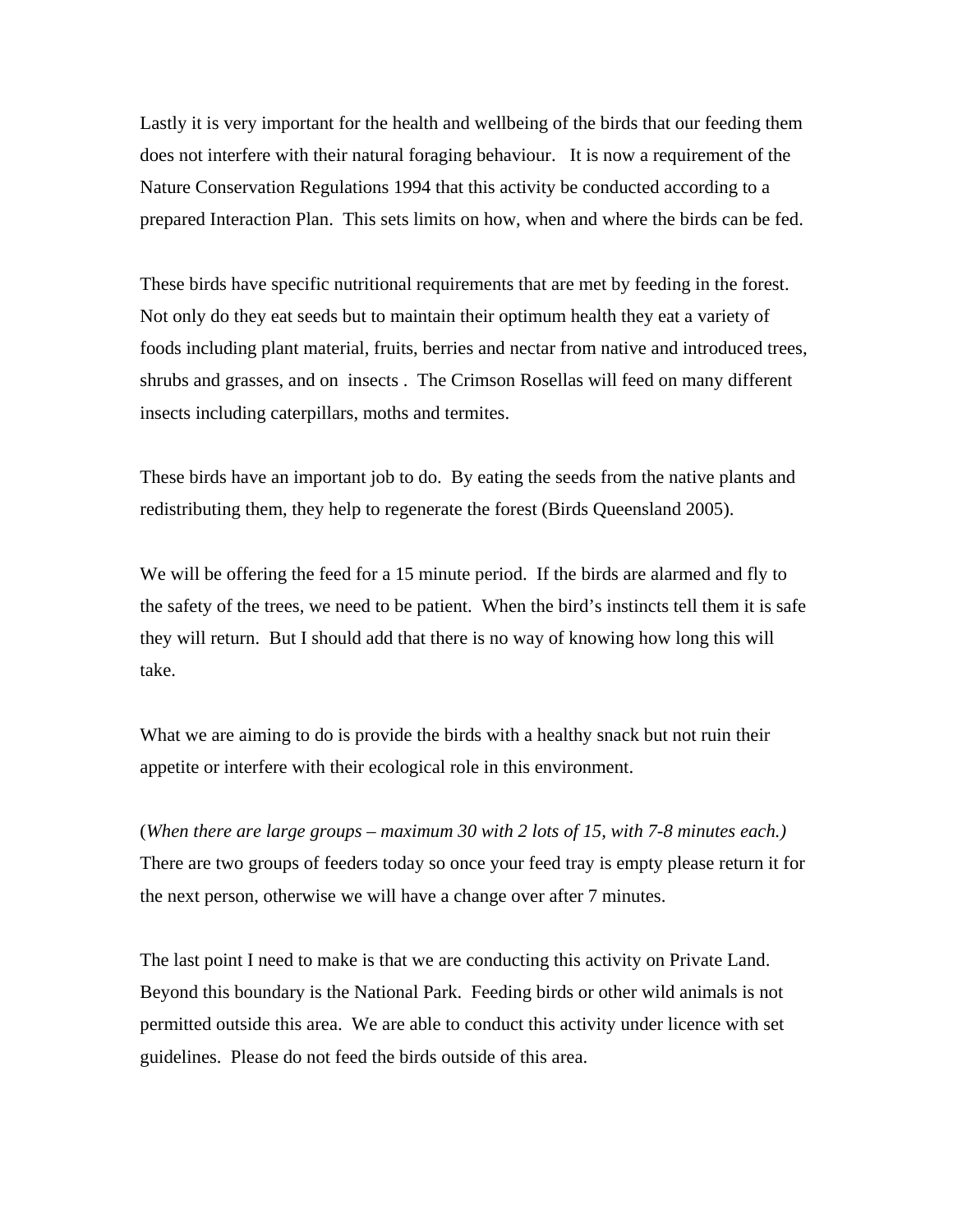Lastly it is very important for the health and wellbeing of the birds that our feeding them does not interfere with their natural foraging behaviour. It is now a requirement of the Nature Conservation Regulations 1994 that this activity be conducted according to a prepared Interaction Plan. This sets limits on how, when and where the birds can be fed.

These birds have specific nutritional requirements that are met by feeding in the forest. Not only do they eat seeds but to maintain their optimum health they eat a variety of foods including plant material, fruits, berries and nectar from native and introduced trees, shrubs and grasses, and on insects . The Crimson Rosellas will feed on many different insects including caterpillars, moths and termites.

These birds have an important job to do. By eating the seeds from the native plants and redistributing them, they help to regenerate the forest (Birds Queensland 2005).

We will be offering the feed for a 15 minute period. If the birds are alarmed and fly to the safety of the trees, we need to be patient. When the bird's instincts tell them it is safe they will return. But I should add that there is no way of knowing how long this will take.

What we are aiming to do is provide the birds with a healthy snack but not ruin their appetite or interfere with their ecological role in this environment.

(*When there are large groups – maximum 30 with 2 lots of 15, with 7-8 minutes each.)*
There are two groups of feeders today so once your feed tray is empty please return it for the next person, otherwise we will have a change over after 7 minutes.

The last point I need to make is that we are conducting this activity on Private Land. Beyond this boundary is the National Park. Feeding birds or other wild animals is not permitted outside this area. We are able to conduct this activity under licence with set guidelines. Please do not feed the birds outside of this area.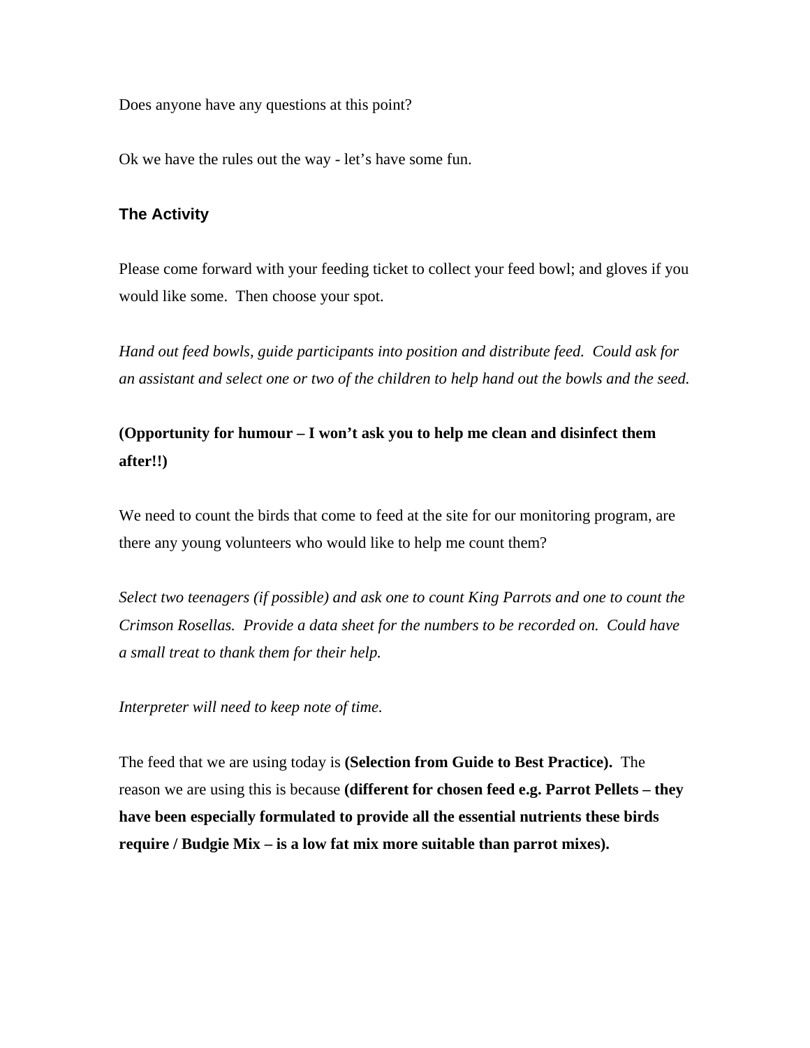Does anyone have any questions at this point?

Ok we have the rules out the way - let's have some fun.

### The Activity

Please come forward with your feeding ticket to collect your feed bowl; and gloves if you would like some. Then choose your spot.

*Hand out feed bowls, guide participants into position and distribute feed. Could ask for an assistant and select one or two of the children to help hand out the bowls and the seed.*

**(Opportunity for humour – I won't ask you to help me clean and disinfect them after!!)**

We need to count the birds that come to feed at the site for our monitoring program, are there any young volunteers who would like to help me count them?

*Select two teenagers (if possible) and ask one to count King Parrots and one to count the Crimson Rosellas. Provide a data sheet for the numbers to be recorded on. Could have a small treat to thank them for their help.*

*Interpreter will need to keep note of time.*

The feed that we are using today is **(Selection from Guide to Best Practice).** The reason we are using this is because **(different for chosen feed e.g. Parrot Pellets – they have been especially formulated to provide all the essential nutrients these birds require / Budgie Mix – is a low fat mix more suitable than parrot mixes).**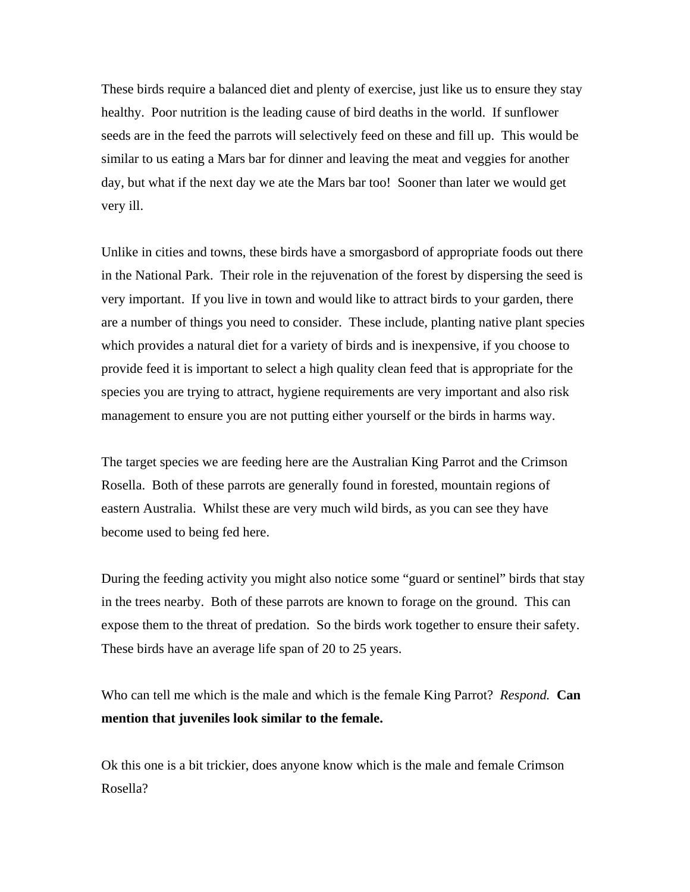These birds require a balanced diet and plenty of exercise, just like us to ensure they stay healthy. Poor nutrition is the leading cause of bird deaths in the world. If sunflower seeds are in the feed the parrots will selectively feed on these and fill up. This would be similar to us eating a Mars bar for dinner and leaving the meat and veggies for another day, but what if the next day we ate the Mars bar too! Sooner than later we would get very ill.

Unlike in cities and towns, these birds have a smorgasbord of appropriate foods out there in the National Park. Their role in the rejuvenation of the forest by dispersing the seed is very important. If you live in town and would like to attract birds to your garden, there are a number of things you need to consider. These include, planting native plant species which provides a natural diet for a variety of birds and is inexpensive, if you choose to provide feed it is important to select a high quality clean feed that is appropriate for the species you are trying to attract, hygiene requirements are very important and also risk management to ensure you are not putting either yourself or the birds in harms way.

The target species we are feeding here are the Australian King Parrot and the Crimson Rosella. Both of these parrots are generally found in forested, mountain regions of eastern Australia. Whilst these are very much wild birds, as you can see they have become used to being fed here.

During the feeding activity you might also notice some "guard or sentinel" birds that stay in the trees nearby. Both of these parrots are known to forage on the ground. This can expose them to the threat of predation. So the birds work together to ensure their safety. These birds have an average life span of 20 to 25 years.

Who can tell me which is the male and which is the female King Parrot? *Respond.* **Can mention that juveniles look similar to the female.**

Ok this one is a bit trickier, does anyone know which is the male and female Crimson Rosella?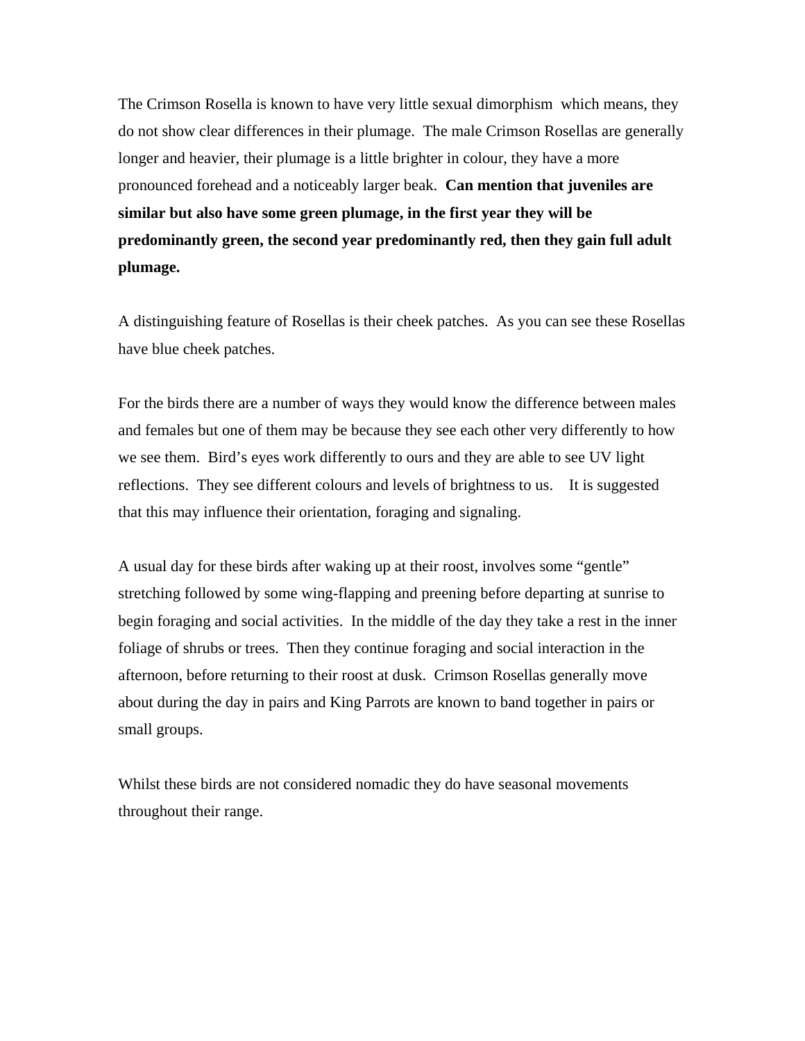The Crimson Rosella is known to have very little sexual dimorphism  which means, they do not show clear differences in their plumage.  The male Crimson Rosellas are generally longer and heavier, their plumage is a little brighter in colour, they have a more pronounced forehead and a noticeably larger beak.  **Can mention that juveniles are similar but also have some green plumage, in the first year they will be predominantly green, the second year predominantly red, then they gain full adult plumage.**

A distinguishing feature of Rosellas is their cheek patches.  As you can see these Rosellas have blue cheek patches.

For the birds there are a number of ways they would know the difference between males and females but one of them may be because they see each other very differently to how we see them.  Bird's eyes work differently to ours and they are able to see UV light reflections.  They see different colours and levels of brightness to us.    It is suggested that this may influence their orientation, foraging and signaling.

A usual day for these birds after waking up at their roost, involves some "gentle" stretching followed by some wing-flapping and preening before departing at sunrise to begin foraging and social activities.  In the middle of the day they take a rest in the inner foliage of shrubs or trees.  Then they continue foraging and social interaction in the afternoon, before returning to their roost at dusk.  Crimson Rosellas generally move about during the day in pairs and King Parrots are known to band together in pairs or small groups.

Whilst these birds are not considered nomadic they do have seasonal movements throughout their range.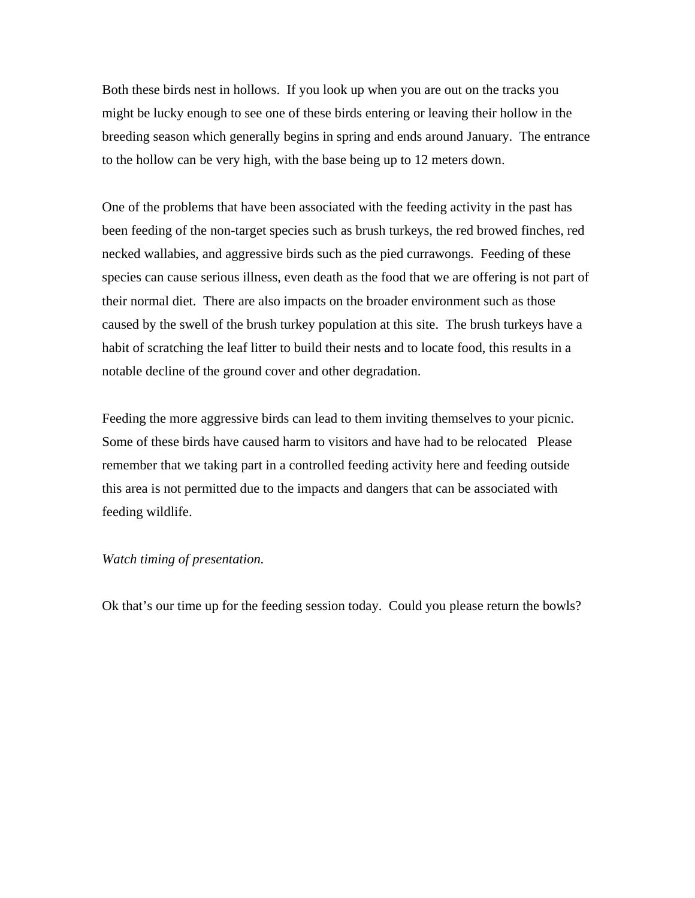Both these birds nest in hollows. If you look up when you are out on the tracks you might be lucky enough to see one of these birds entering or leaving their hollow in the breeding season which generally begins in spring and ends around January. The entrance to the hollow can be very high, with the base being up to 12 meters down.

One of the problems that have been associated with the feeding activity in the past has been feeding of the non-target species such as brush turkeys, the red browed finches, red necked wallabies, and aggressive birds such as the pied currawongs. Feeding of these species can cause serious illness, even death as the food that we are offering is not part of their normal diet. There are also impacts on the broader environment such as those caused by the swell of the brush turkey population at this site. The brush turkeys have a habit of scratching the leaf litter to build their nests and to locate food, this results in a notable decline of the ground cover and other degradation.

Feeding the more aggressive birds can lead to them inviting themselves to your picnic. Some of these birds have caused harm to visitors and have had to be relocated Please remember that we taking part in a controlled feeding activity here and feeding outside this area is not permitted due to the impacts and dangers that can be associated with feeding wildlife.

*Watch timing of presentation.*

Ok that's our time up for the feeding session today. Could you please return the bowls?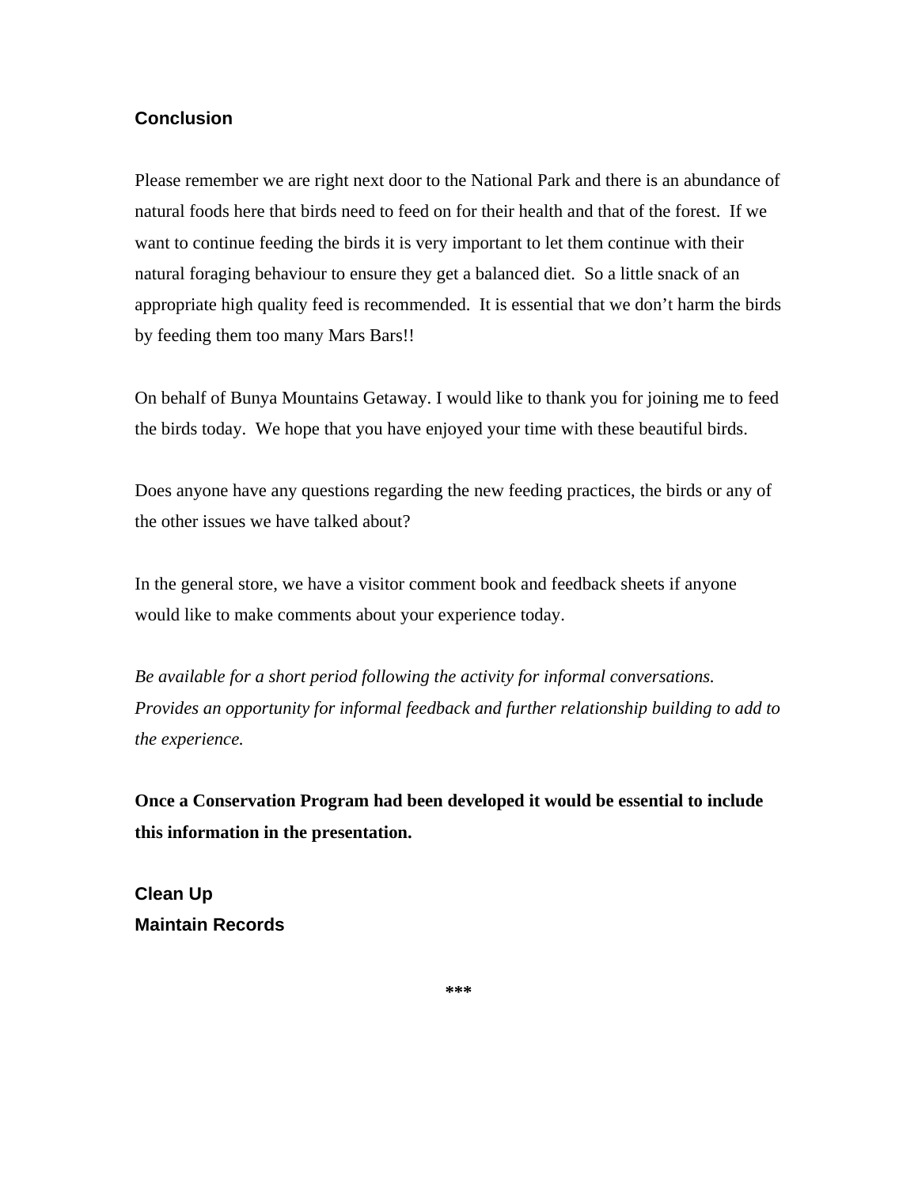## Conclusion

Please remember we are right next door to the National Park and there is an abundance of natural foods here that birds need to feed on for their health and that of the forest. If we want to continue feeding the birds it is very important to let them continue with their natural foraging behaviour to ensure they get a balanced diet. So a little snack of an appropriate high quality feed is recommended. It is essential that we don't harm the birds by feeding them too many Mars Bars!!

On behalf of Bunya Mountains Getaway. I would like to thank you for joining me to feed the birds today. We hope that you have enjoyed your time with these beautiful birds.

Does anyone have any questions regarding the new feeding practices, the birds or any of the other issues we have talked about?

In the general store, we have a visitor comment book and feedback sheets if anyone would like to make comments about your experience today.

*Be available for a short period following the activity for informal conversations. Provides an opportunity for informal feedback and further relationship building to add to the experience.*

**Once a Conservation Program had been developed it would be essential to include this information in the presentation.**

## Clean Up

## Maintain Records

***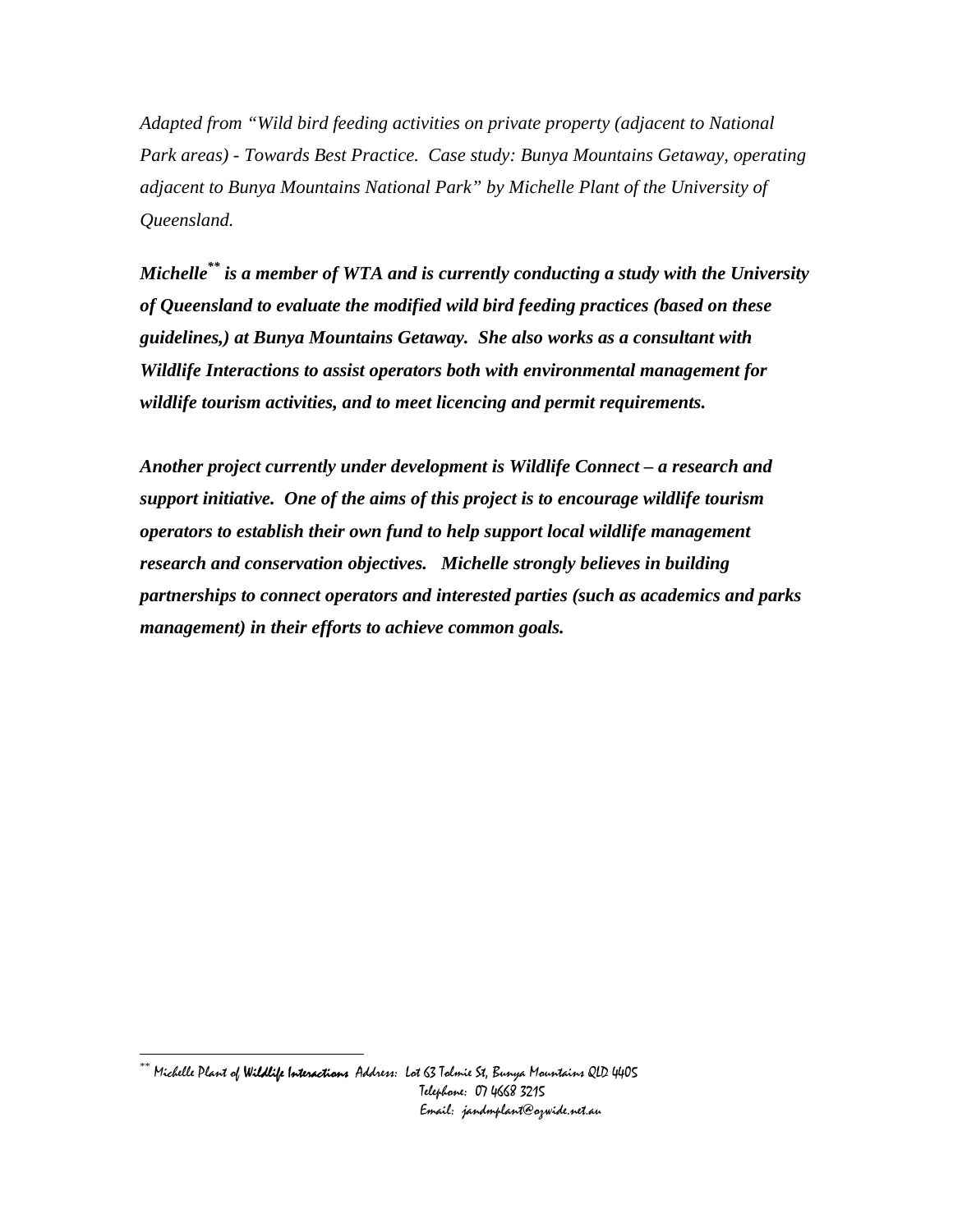*Adapted from "Wild bird feeding activities on private property (adjacent to National Park areas) - Towards Best Practice. Case study: Bunya Mountains Getaway, operating adjacent to Bunya Mountains National Park" by Michelle Plant of the University of Queensland.*

***Michelle[\*\*] is a member of WTA and is currently conducting a study with the University of Queensland to evaluate the modified wild bird feeding practices (based on these guidelines,) at Bunya Mountains Getaway. She also works as a consultant with Wildlife Interactions to assist operators both with environmental management for wildlife tourism activities, and to meet licencing and permit requirements.***

***Another project currently under development is Wildlife Connect – a research and support initiative. One of the aims of this project is to encourage wildlife tourism operators to establish their own fund to help support local wildlife management research and conservation objectives. Michelle strongly believes in building partnerships to connect operators and interested parties (such as academics and parks management) in their efforts to achieve common goals.***

---

[\*\*] Michelle Plant of **Wildlife Interactions** Address: Lot 63 Tolmie St, Bunya Mountains QLD 4405
Telephone: 07 4668 3215
Email: jandmplant@ozwide.net.au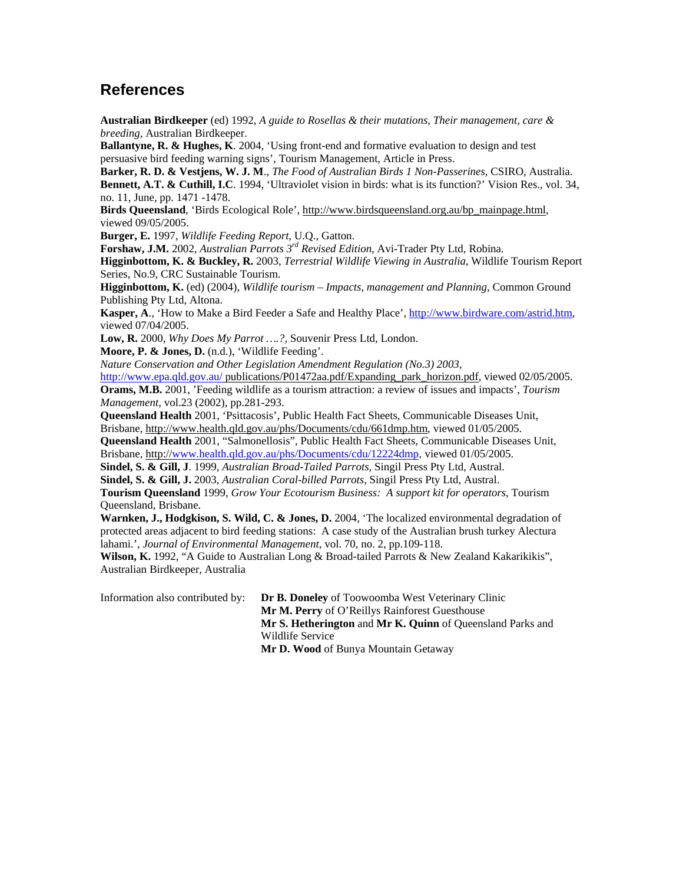## References

**Australian Birdkeeper** (ed) 1992, *A guide to Rosellas & their mutations, Their management, care & breeding*, Australian Birdkeeper.

**Ballantyne, R. & Hughes, K**. 2004, 'Using front-end and formative evaluation to design and test persuasive bird feeding warning signs', Tourism Management, Article in Press.

**Barker, R. D. & Vestjens, W. J. M**., *The Food of Australian Birds 1 Non-Passerines*, CSIRO, Australia.

**Bennett, A.T. & Cuthill, I.C**. 1994, 'Ultraviolet vision in birds: what is its function?' Vision Res., vol. 34, no. 11, June, pp. 1471 -1478.

**Birds Queensland**, 'Birds Ecological Role', http://www.birdsqueensland.org.au/bp_mainpage.html, viewed 09/05/2005.

**Burger, E.** 1997, *Wildlife Feeding Report*, U.Q., Gatton.

**Forshaw, J.M.** 2002, *Australian Parrots 3rd Revised Edition*, Avi-Trader Pty Ltd, Robina.

**Higginbottom, K. & Buckley, R.** 2003, *Terrestrial Wildlife Viewing in Australia*, Wildlife Tourism Report Series, No.9, CRC Sustainable Tourism.

**Higginbottom, K.** (ed) (2004), *Wildlife tourism – Impacts, management and Planning*, Common Ground Publishing Pty Ltd, Altona.

**Kasper, A**., 'How to Make a Bird Feeder a Safe and Healthy Place', http://www.birdware.com/astrid.htm, viewed 07/04/2005.

**Low, R.** 2000, *Why Does My Parrot ….?*, Souvenir Press Ltd, London.

**Moore, P. & Jones, D.** (n.d.), 'Wildlife Feeding'.

*Nature Conservation and Other Legislation Amendment Regulation (No.3) 2003*, http://www.epa.qld.gov.au/ publications/P01472aa.pdf/Expanding_park_horizon.pdf, viewed 02/05/2005.

**Orams, M.B.** 2001, 'Feeding wildlife as a tourism attraction: a review of issues and impacts', *Tourism Management*, vol.23 (2002), pp.281-293.

**Queensland Health** 2001, 'Psittacosis', Public Health Fact Sheets, Communicable Diseases Unit, Brisbane, http://www.health.qld.gov.au/phs/Documents/cdu/661dmp.htm, viewed 01/05/2005.

**Queensland Health** 2001, "Salmonellosis", Public Health Fact Sheets, Communicable Diseases Unit, Brisbane, http://www.health.qld.gov.au/phs/Documents/cdu/12224dmp, viewed 01/05/2005.

**Sindel, S. & Gill, J**. 1999, *Australian Broad-Tailed Parrots*, Singil Press Pty Ltd, Austral.

**Sindel, S. & Gill, J.** 2003, *Australian Coral-billed Parrots*, Singil Press Pty Ltd, Austral.

**Tourism Queensland** 1999, *Grow Your Ecotourism Business: A support kit for operators*, Tourism Queensland, Brisbane.

**Warnken, J., Hodgkison, S. Wild, C. & Jones, D.** 2004, 'The localized environmental degradation of protected areas adjacent to bird feeding stations: A case study of the Australian brush turkey Alectura lahami.', *Journal of Environmental Management*, vol. 70, no. 2, pp.109-118.

**Wilson, K.** 1992, "A Guide to Australian Long & Broad-tailed Parrots & New Zealand Kakarikikis", Australian Birdkeeper, Australia

Information also contributed by:
**Dr B. Doneley** of Toowoomba West Veterinary Clinic
**Mr M. Perry** of O'Reillys Rainforest Guesthouse
**Mr S. Hetherington** and **Mr K. Quinn** of Queensland Parks and Wildlife Service
**Mr D. Wood** of Bunya Mountain Getaway